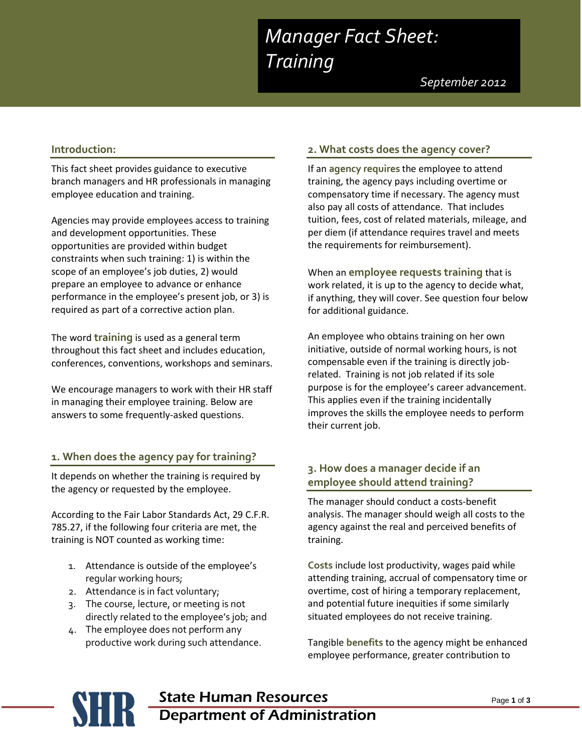# Manager Fact Sheet: Training

*September 2012*

## Introduction:

This fact sheet provides guidance to executive branch managers and HR professionals in managing employee education and training.

Agencies may provide employees access to training and development opportunities. These opportunities are provided within budget constraints when such training: 1) is within the scope of an employee's job duties, 2) would prepare an employee to advance or enhance performance in the employee's present job, or 3) is required as part of a corrective action plan.

The word **training** is used as a general term throughout this fact sheet and includes education, conferences, conventions, workshops and seminars.

We encourage managers to work with their HR staff in managing their employee training. Below are answers to some frequently-asked questions.

## 1. When does the agency pay for training?

It depends on whether the training is required by the agency or requested by the employee.

According to the Fair Labor Standards Act, 29 C.F.R. 785.27, if the following four criteria are met, the training is NOT counted as working time:

1. Attendance is outside of the employee's regular working hours;
2. Attendance is in fact voluntary;
3. The course, lecture, or meeting is not directly related to the employee's job; and
4. The employee does not perform any productive work during such attendance.

## 2. What costs does the agency cover?

If an **agency requires** the employee to attend training, the agency pays including overtime or compensatory time if necessary. The agency must also pay all costs of attendance. That includes tuition, fees, cost of related materials, mileage, and per diem (if attendance requires travel and meets the requirements for reimbursement).

When an **employee requests training** that is work related, it is up to the agency to decide what, if anything, they will cover. See question four below for additional guidance.

An employee who obtains training on her own initiative, outside of normal working hours, is not compensable even if the training is directly job-related. Training is not job related if its sole purpose is for the employee's career advancement. This applies even if the training incidentally improves the skills the employee needs to perform their current job.

## 3. How does a manager decide if an employee should attend training?

The manager should conduct a costs-benefit analysis. The manager should weigh all costs to the agency against the real and perceived benefits of training.

**Costs** include lost productivity, wages paid while attending training, accrual of compensatory time or overtime, cost of hiring a temporary replacement, and potential future inequities if some similarly situated employees do not receive training.

Tangible **benefits** to the agency might be enhanced employee performance, greater contribution to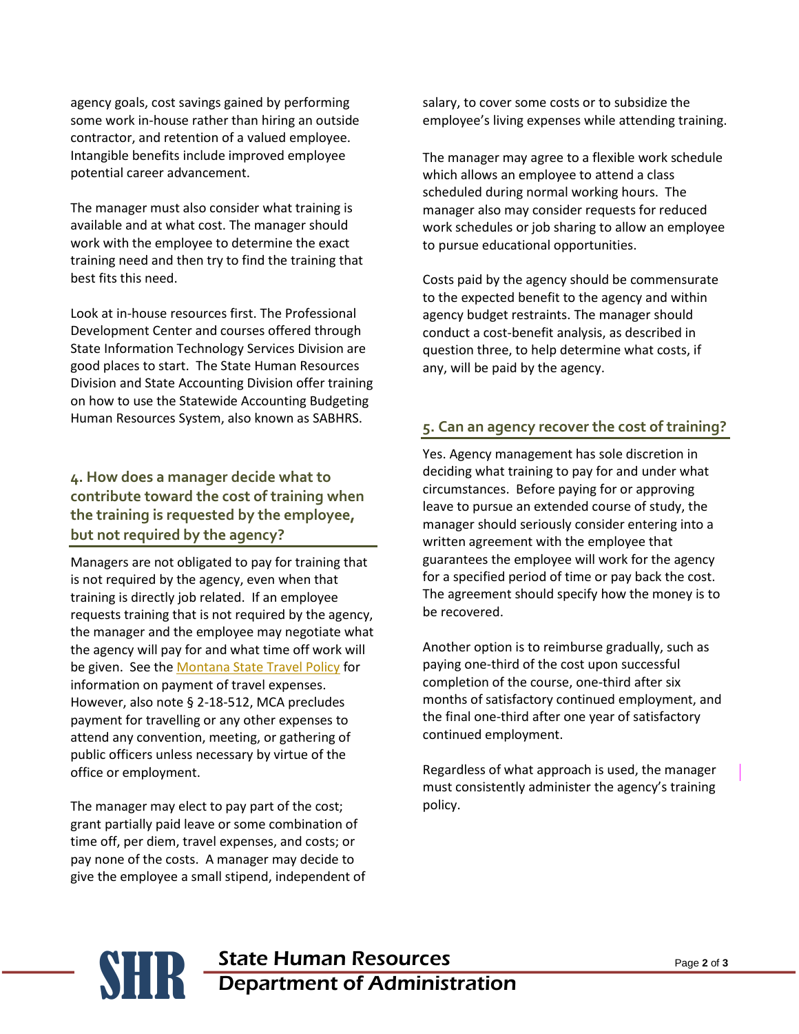agency goals, cost savings gained by performing some work in-house rather than hiring an outside contractor, and retention of a valued employee. Intangible benefits include improved employee potential career advancement.

The manager must also consider what training is available and at what cost. The manager should work with the employee to determine the exact training need and then try to find the training that best fits this need.

Look at in-house resources first. The Professional Development Center and courses offered through State Information Technology Services Division are good places to start. The State Human Resources Division and State Accounting Division offer training on how to use the Statewide Accounting Budgeting Human Resources System, also known as SABHRS.

## 4. How does a manager decide what to contribute toward the cost of training when the training is requested by the employee, but not required by the agency?

Managers are not obligated to pay for training that is not required by the agency, even when that training is directly job related. If an employee requests training that is not required by the agency, the manager and the employee may negotiate what the agency will pay for and what time off work will be given. See the Montana State Travel Policy for information on payment of travel expenses. However, also note § 2-18-512, MCA precludes payment for travelling or any other expenses to attend any convention, meeting, or gathering of public officers unless necessary by virtue of the office or employment.

The manager may elect to pay part of the cost; grant partially paid leave or some combination of time off, per diem, travel expenses, and costs; or pay none of the costs. A manager may decide to give the employee a small stipend, independent of salary, to cover some costs or to subsidize the employee's living expenses while attending training.

The manager may agree to a flexible work schedule which allows an employee to attend a class scheduled during normal working hours. The manager also may consider requests for reduced work schedules or job sharing to allow an employee to pursue educational opportunities.

Costs paid by the agency should be commensurate to the expected benefit to the agency and within agency budget restraints. The manager should conduct a cost-benefit analysis, as described in question three, to help determine what costs, if any, will be paid by the agency.

## 5. Can an agency recover the cost of training?

Yes. Agency management has sole discretion in deciding what training to pay for and under what circumstances. Before paying for or approving leave to pursue an extended course of study, the manager should seriously consider entering into a written agreement with the employee that guarantees the employee will work for the agency for a specified period of time or pay back the cost. The agreement should specify how the money is to be recovered.

Another option is to reimburse gradually, such as paying one-third of the cost upon successful completion of the course, one-third after six months of satisfactory continued employment, and the final one-third after one year of satisfactory continued employment.

Regardless of what approach is used, the manager must consistently administer the agency's training policy.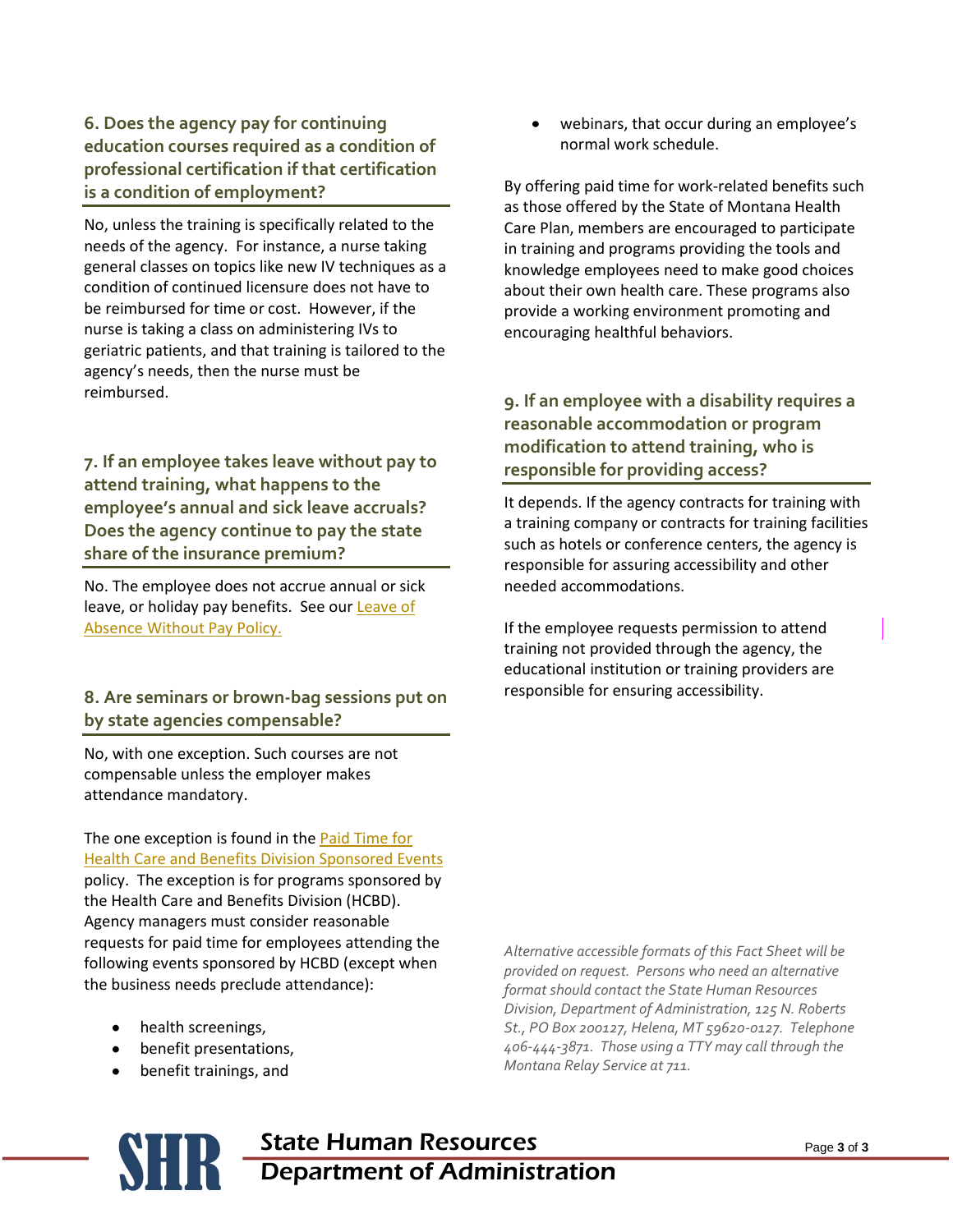### 6. Does the agency pay for continuing education courses required as a condition of professional certification if that certification is a condition of employment?

No, unless the training is specifically related to the needs of the agency. For instance, a nurse taking general classes on topics like new IV techniques as a condition of continued licensure does not have to be reimbursed for time or cost. However, if the nurse is taking a class on administering IVs to geriatric patients, and that training is tailored to the agency's needs, then the nurse must be reimbursed.

### 7. If an employee takes leave without pay to attend training, what happens to the employee's annual and sick leave accruals? Does the agency continue to pay the state share of the insurance premium?

No. The employee does not accrue annual or sick leave, or holiday pay benefits. See our Leave of Absence Without Pay Policy.

### 8. Are seminars or brown-bag sessions put on by state agencies compensable?

No, with one exception. Such courses are not compensable unless the employer makes attendance mandatory.

The one exception is found in the Paid Time for Health Care and Benefits Division Sponsored Events policy. The exception is for programs sponsored by the Health Care and Benefits Division (HCBD). Agency managers must consider reasonable requests for paid time for employees attending the following events sponsored by HCBD (except when the business needs preclude attendance):

- health screenings,
- benefit presentations,
- benefit trainings, and
- webinars, that occur during an employee's normal work schedule.

By offering paid time for work-related benefits such as those offered by the State of Montana Health Care Plan, members are encouraged to participate in training and programs providing the tools and knowledge employees need to make good choices about their own health care. These programs also provide a working environment promoting and encouraging healthful behaviors.

### 9. If an employee with a disability requires a reasonable accommodation or program modification to attend training, who is responsible for providing access?

It depends. If the agency contracts for training with a training company or contracts for training facilities such as hotels or conference centers, the agency is responsible for assuring accessibility and other needed accommodations.

If the employee requests permission to attend training not provided through the agency, the educational institution or training providers are responsible for ensuring accessibility.

*Alternative accessible formats of this Fact Sheet will be provided on request. Persons who need an alternative format should contact the State Human Resources Division, Department of Administration, 125 N. Roberts St., PO Box 200127, Helena, MT 59620-0127. Telephone 406-444-3871. Those using a TTY may call through the Montana Relay Service at 711.*